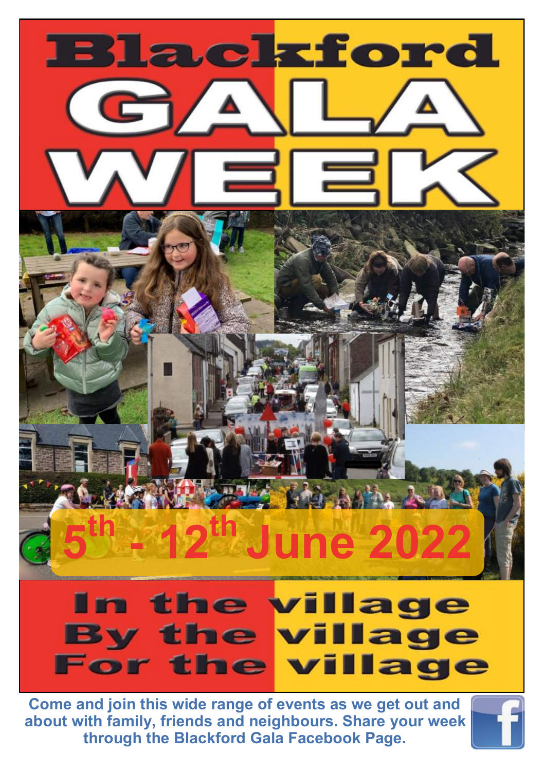# Blackford GALA WEEK

## 5th - 12th June 2022

**In the village**
**By the village**
**For the village**

**Come and join this wide range of events as we get out and about with family, friends and neighbours. Share your week through the Blackford Gala Facebook Page.**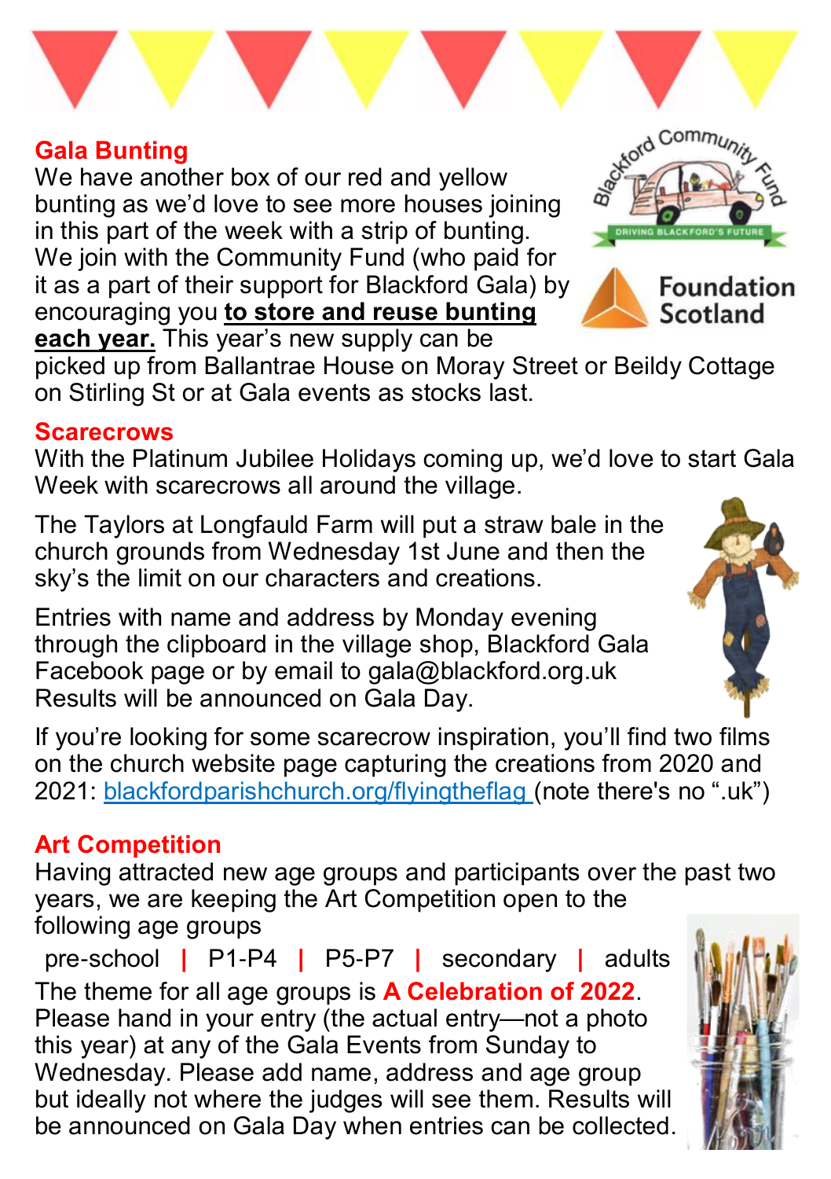## Gala Bunting

We have another box of our red and yellow bunting as we'd love to see more houses joining in this part of the week with a strip of bunting. We join with the Community Fund (who paid for it as a part of their support for Blackford Gala) by encouraging you **to store and reuse bunting each year.** This year's new supply can be picked up from Ballantrae House on Moray Street or Beildy Cottage on Stirling St or at Gala events as stocks last.

## Scarecrows

With the Platinum Jubilee Holidays coming up, we'd love to start Gala Week with scarecrows all around the village.

The Taylors at Longfauld Farm will put a straw bale in the church grounds from Wednesday 1st June and then the sky's the limit on our characters and creations.

Entries with name and address by Monday evening through the clipboard in the village shop, Blackford Gala Facebook page or by email to gala@blackford.org.uk Results will be announced on Gala Day.

If you're looking for some scarecrow inspiration, you'll find two films on the church website page capturing the creations from 2020 and 2021: blackfordparishchurch.org/flyingtheflag (note there's no ".uk")

## Art Competition

Having attracted new age groups and participants over the past two years, we are keeping the Art Competition open to the following age groups

pre-school | P1-P4 | P5-P7 | secondary | adults

The theme for all age groups is **A Celebration of 2022**. Please hand in your entry (the actual entry—not a photo this year) at any of the Gala Events from Sunday to Wednesday. Please add name, address and age group but ideally not where the judges will see them. Results will be announced on Gala Day when entries can be collected.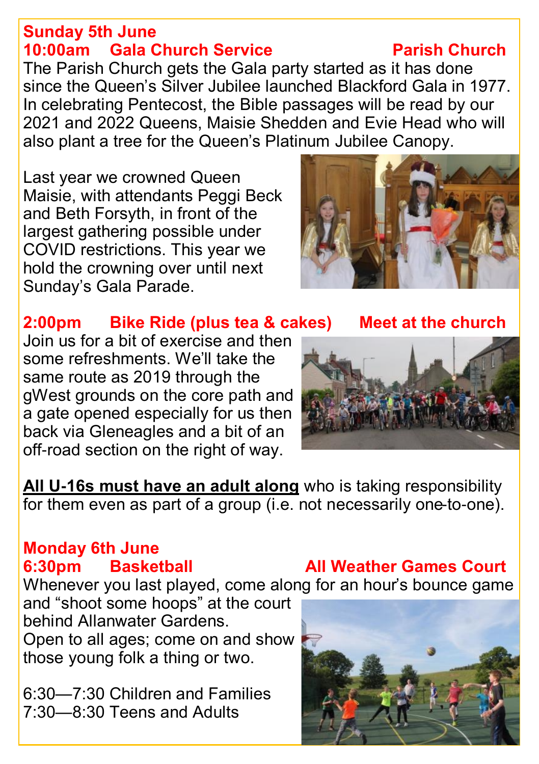**Sunday 5th June**

**10:00am Gala Church Service — Parish Church**

The Parish Church gets the Gala party started as it has done since the Queen's Silver Jubilee launched Blackford Gala in 1977. In celebrating Pentecost, the Bible passages will be read by our 2021 and 2022 Queens, Maisie Shedden and Evie Head who will also plant a tree for the Queen's Platinum Jubilee Canopy.

Last year we crowned Queen Maisie, with attendants Peggi Beck and Beth Forsyth, in front of the largest gathering possible under COVID restrictions. This year we hold the crowning over until next Sunday's Gala Parade.

**2:00pm Bike Ride (plus tea & cakes) — Meet at the church**

Join us for a bit of exercise and then some refreshments. We'll take the same route as 2019 through the gWest grounds on the core path and a gate opened especially for us then back via Gleneagles and a bit of an off-road section on the right of way.

**All U-16s must have an adult along** who is taking responsibility for them even as part of a group (i.e. not necessarily one-to-one).

**Monday 6th June**

**6:30pm Basketball — All Weather Games Court**

Whenever you last played, come along for an hour's bounce game and "shoot some hoops" at the court behind Allanwater Gardens.
Open to all ages; come on and show those young folk a thing or two.

6:30—7:30 Children and Families
7:30—8:30 Teens and Adults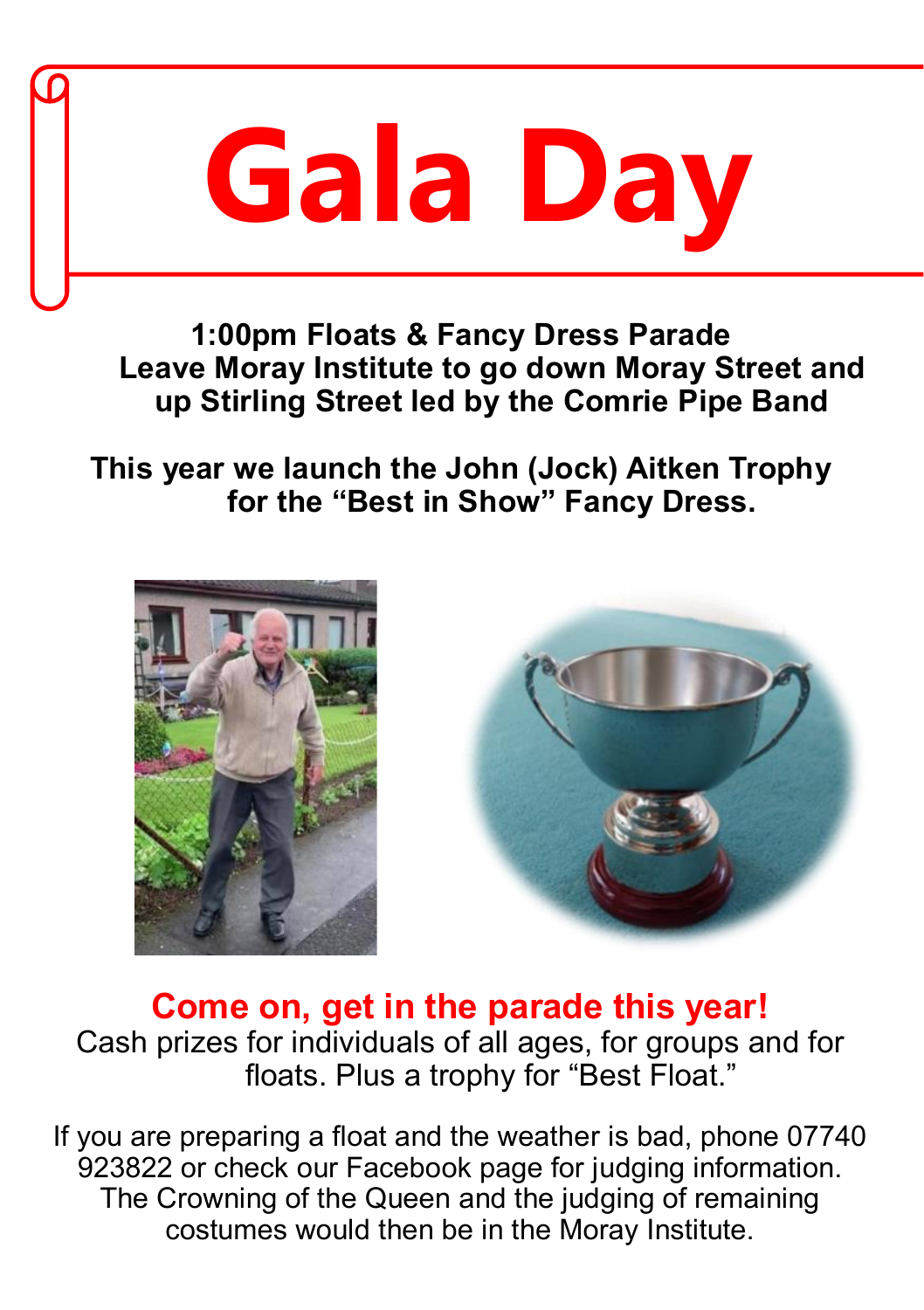# Gala Day

**1:00pm Floats & Fancy Dress Parade**
**Leave Moray Institute to go down Moray Street and up Stirling Street led by the Comrie Pipe Band**

**This year we launch the John (Jock) Aitken Trophy for the "Best in Show" Fancy Dress.**

**Come on, get in the parade this year!**
Cash prizes for individuals of all ages, for groups and for floats. Plus a trophy for "Best Float."

If you are preparing a float and the weather is bad, phone 07740 923822 or check our Facebook page for judging information. The Crowning of the Queen and the judging of remaining costumes would then be in the Moray Institute.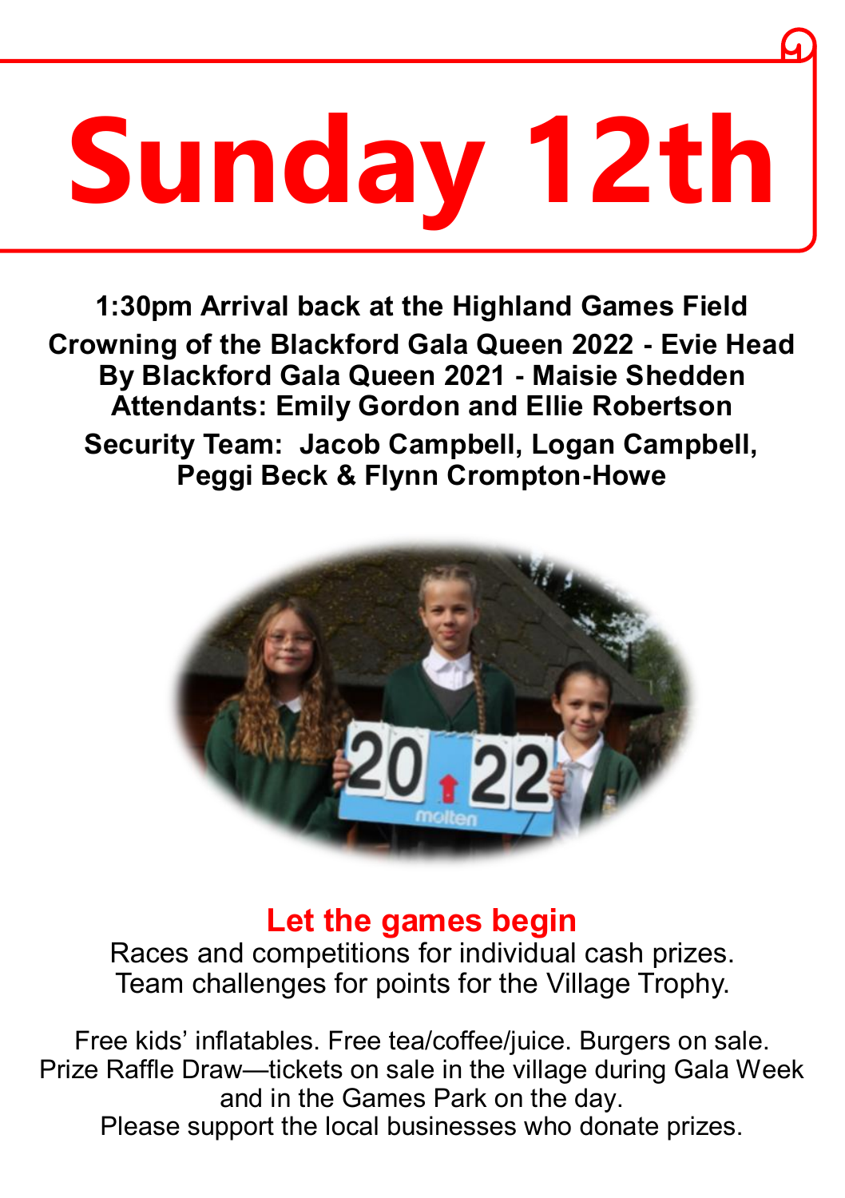# Sunday 12th

**1:30pm Arrival back at the Highland Games Field**
**Crowning of the Blackford Gala Queen 2022 - Evie Head**
**By Blackford Gala Queen 2021 - Maisie Shedden**
**Attendants: Emily Gordon and Ellie Robertson**

**Security Team: Jacob Campbell, Logan Campbell, Peggi Beck & Flynn Crompton-Howe**

## Let the games begin

Races and competitions for individual cash prizes.
Team challenges for points for the Village Trophy.

Free kids' inflatables. Free tea/coffee/juice. Burgers on sale.
Prize Raffle Draw—tickets on sale in the village during Gala Week and in the Games Park on the day.
Please support the local businesses who donate prizes.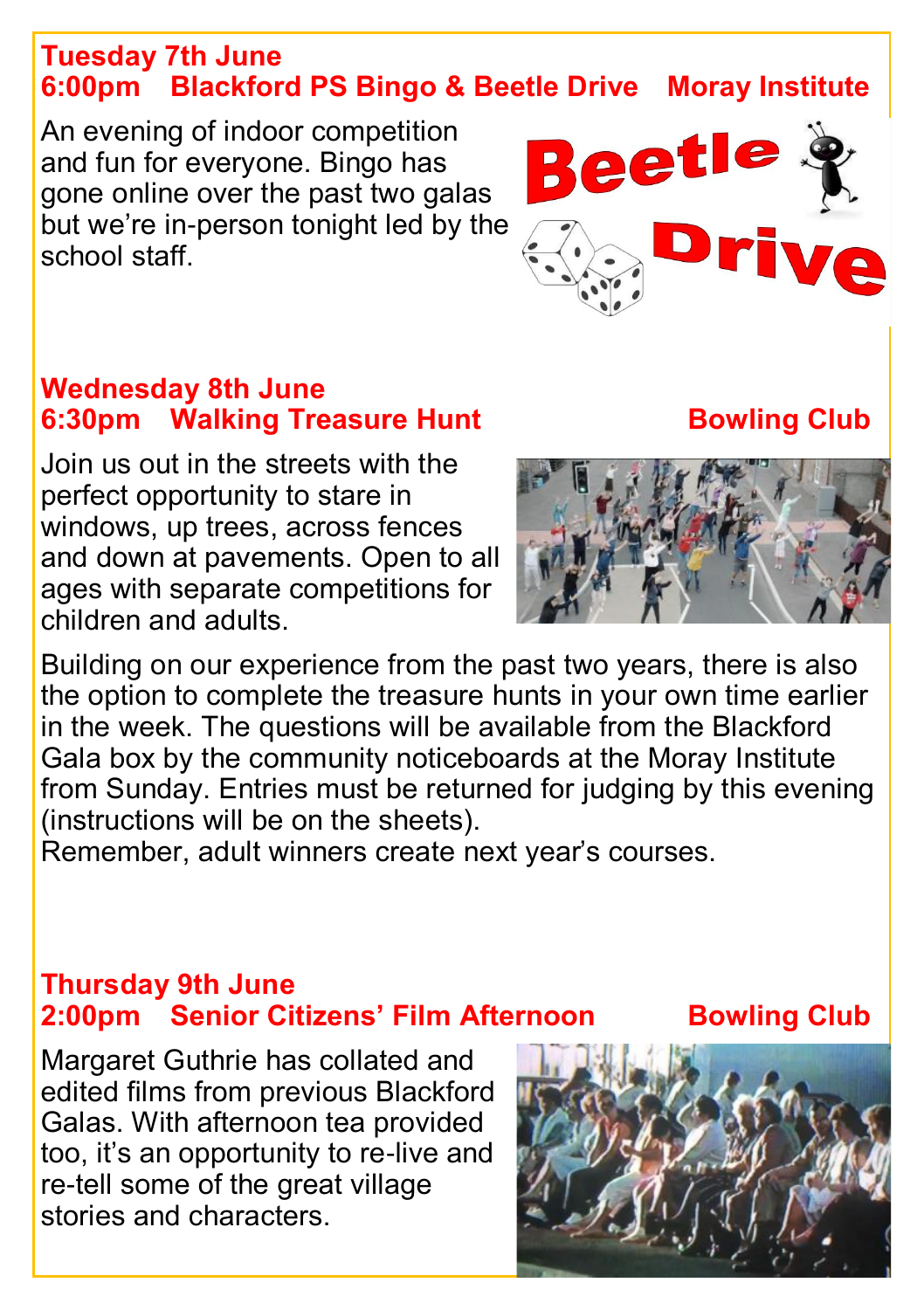## Tuesday 7th June
## 6:00pm Blackford PS Bingo & Beetle Drive Moray Institute

An evening of indoor competition and fun for everyone. Bingo has gone online over the past two galas but we're in-person tonight led by the school staff.

## Wednesday 8th June
## 6:30pm Walking Treasure Hunt Bowling Club

Join us out in the streets with the perfect opportunity to stare in windows, up trees, across fences and down at pavements. Open to all ages with separate competitions for children and adults.

Building on our experience from the past two years, there is also the option to complete the treasure hunts in your own time earlier in the week. The questions will be available from the Blackford Gala box by the community noticeboards at the Moray Institute from Sunday. Entries must be returned for judging by this evening (instructions will be on the sheets).
Remember, adult winners create next year's courses.

## Thursday 9th June
## 2:00pm Senior Citizens' Film Afternoon Bowling Club

Margaret Guthrie has collated and edited films from previous Blackford Galas. With afternoon tea provided too, it's an opportunity to re-live and re-tell some of the great village stories and characters.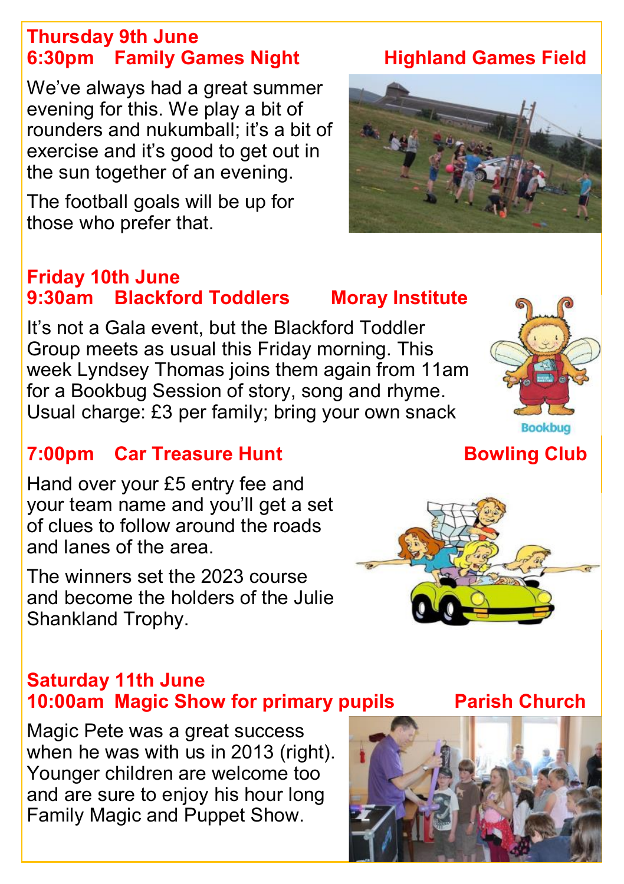## Thursday 9th June

### 6:30pm Family Games Night — Highland Games Field

We've always had a great summer evening for this. We play a bit of rounders and nukumball; it's a bit of exercise and it's good to get out in the sun together of an evening.

The football goals will be up for those who prefer that.

## Friday 10th June

### 9:30am Blackford Toddlers — Moray Institute

It's not a Gala event, but the Blackford Toddler Group meets as usual this Friday morning. This week Lyndsey Thomas joins them again from 11am for a Bookbug Session of story, song and rhyme. Usual charge: £3 per family; bring your own snack

### 7:00pm Car Treasure Hunt — Bowling Club

Hand over your £5 entry fee and your team name and you'll get a set of clues to follow around the roads and lanes of the area.

The winners set the 2023 course and become the holders of the Julie Shankland Trophy.

## Saturday 11th June

### 10:00am Magic Show for primary pupils — Parish Church

Magic Pete was a great success when he was with us in 2013 (right). Younger children are welcome too and are sure to enjoy his hour long Family Magic and Puppet Show.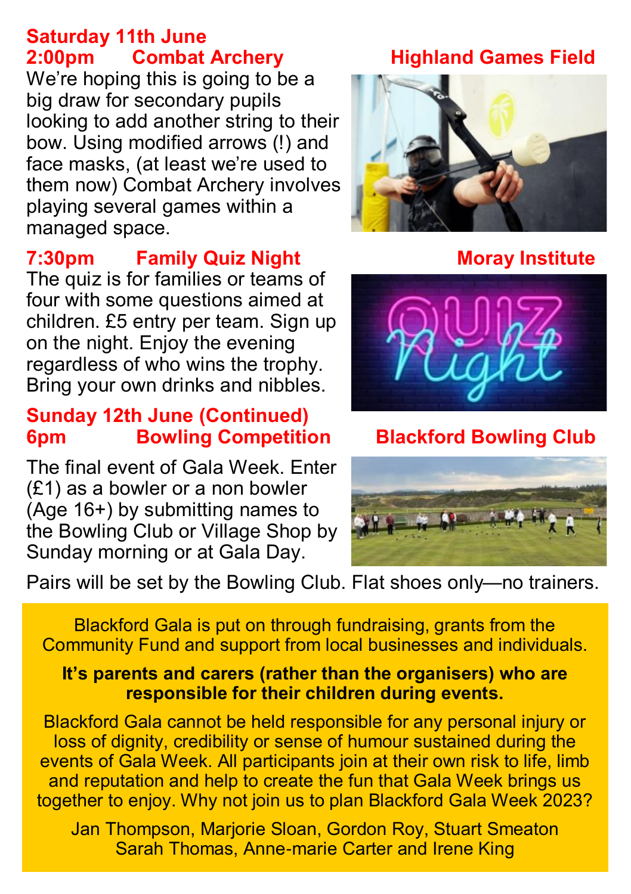## Saturday 11th June

### 2:00pm Combat Archery — Highland Games Field

We're hoping this is going to be a big draw for secondary pupils looking to add another string to their bow. Using modified arrows (!) and face masks, (at least we're used to them now) Combat Archery involves playing several games within a managed space.

### 7:30pm Family Quiz Night — Moray Institute

The quiz is for families or teams of four with some questions aimed at children. £5 entry per team. Sign up on the night. Enjoy the evening regardless of who wins the trophy. Bring your own drinks and nibbles.

## Sunday 12th June (Continued)

### 6pm Bowling Competition — Blackford Bowling Club

The final event of Gala Week. Enter (£1) as a bowler or a non bowler (Age 16+) by submitting names to the Bowling Club or Village Shop by Sunday morning or at Gala Day.

Pairs will be set by the Bowling Club. Flat shoes only—no trainers.

---

Blackford Gala is put on through fundraising, grants from the Community Fund and support from local businesses and individuals.

**It's parents and carers (rather than the organisers) who are responsible for their children during events.**

Blackford Gala cannot be held responsible for any personal injury or loss of dignity, credibility or sense of humour sustained during the events of Gala Week. All participants join at their own risk to life, limb and reputation and help to create the fun that Gala Week brings us together to enjoy. Why not join us to plan Blackford Gala Week 2023?

Jan Thompson, Marjorie Sloan, Gordon Roy, Stuart Smeaton
Sarah Thomas, Anne-marie Carter and Irene King